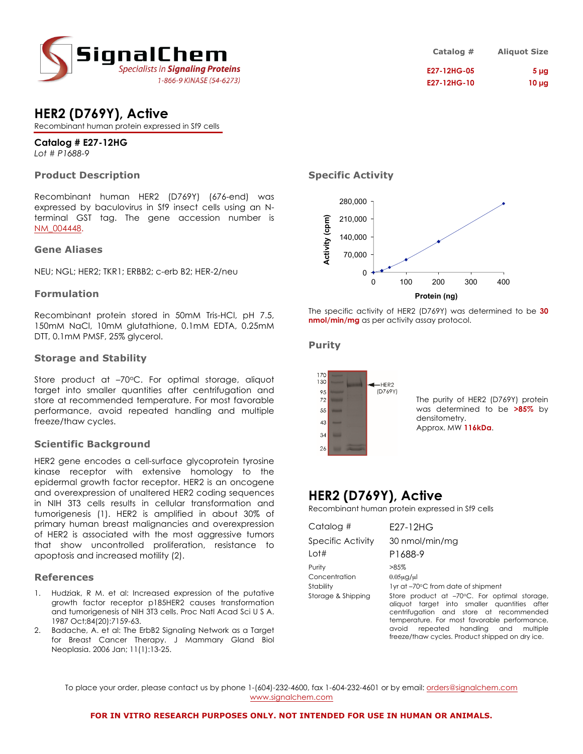SignalChem
*Specialists in **Signaling Proteins***
1-866-9 KINASE (54-6273)

| Catalog # | Aliquot Size |
| --- | --- |
| E27-12HG-05 | 5 µg |
| E27-12HG-10 | 10 µg |

# HER2 (D769Y), Active

Recombinant human protein expressed in Sf9 cells

**Catalog # E27-12HG**
*Lot # P1688-9*

## Product Description

Recombinant human HER2 (D769Y) (676-end) was expressed by baculovirus in Sf9 insect cells using an N-terminal GST tag. The gene accession number is NM_004448.

## Gene Aliases

NEU; NGL; HER2; TKR1; ERBB2; c-erb B2; HER-2/neu

## Formulation

Recombinant protein stored in 50mM Tris-HCl, pH 7.5, 150mM NaCl, 10mM glutathione, 0.1mM EDTA, 0.25mM DTT, 0.1mM PMSF, 25% glycerol.

## Storage and Stability

Store product at –70ºC. For optimal storage, aliquot target into smaller quantities after centrifugation and store at recommended temperature. For most favorable performance, avoid repeated handling and multiple freeze/thaw cycles.

## Scientific Background

HER2 gene encodes a cell-surface glycoprotein tyrosine kinase receptor with extensive homology to the epidermal growth factor receptor. HER2 is an oncogene and overexpression of unaltered HER2 coding sequences in NIH 3T3 cells results in cellular transformation and tumorigenesis (1). HER2 is amplified in about 30% of primary human breast malignancies and overexpression of HER2 is associated with the most aggressive tumors that show uncontrolled proliferation, resistance to apoptosis and increased motility (2).

## References

1. Hudziak, R M. et al: Increased expression of the putative growth factor receptor p185HER2 causes transformation and tumorigenesis of NIH 3T3 cells. Proc Natl Acad Sci U S A. 1987 Oct;84(20):7159-63.
2. Badache, A. et al: The ErbB2 Signaling Network as a Target for Breast Cancer Therapy. J Mammary Gland Biol Neoplasia. 2006 Jan; 11(1):13-25.

## Specific Activity

The specific activity of HER2 (D769Y) was determined to be **30 nmol/min/mg** as per activity assay protocol.

## Purity

The purity of HER2 (D769Y) protein was determined to be **>85%** by densitometry.
Approx. MW **116kDa**.

# HER2 (D769Y), Active

Recombinant human protein expressed in Sf9 cells

| | |
| --- | --- |
| Catalog # | E27-12HG |
| Specific Activity | 30 nmol/min/mg |
| Lot# | P1688-9 |
| Purity | >85% |
| Concentration | 0.05µg/µl |
| Stability | 1yr at –70ºC from date of shipment |
| Storage & Shipping | Store product at –70ºC. For optimal storage, aliquot target into smaller quantities after centrifugation and store at recommended temperature. For most favorable performance, avoid repeated handling and multiple freeze/thaw cycles. Product shipped on dry ice. |

To place your order, please contact us by phone 1-(604)-232-4600, fax 1-604-232-4601 or by email: orders@signalchem.com
www.signalchem.com

**FOR IN VITRO RESEARCH PURPOSES ONLY. NOT INTENDED FOR USE IN HUMAN OR ANIMALS.**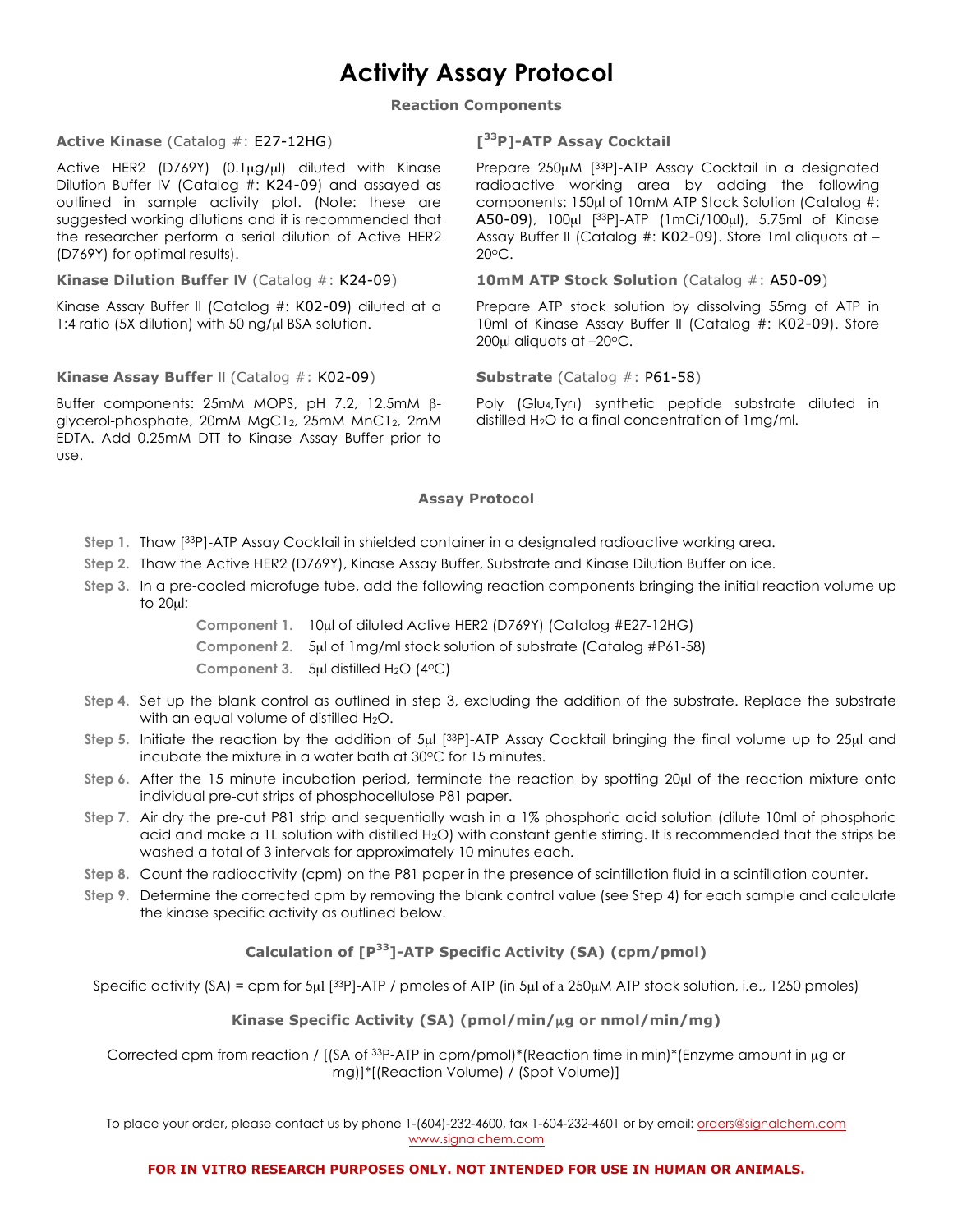# Activity Assay Protocol

## Reaction Components

### Active Kinase (Catalog #: E27-12HG)

Active HER2 (D769Y) (0.1μg/μl) diluted with Kinase Dilution Buffer IV (Catalog #: K24-09) and assayed as outlined in sample activity plot. (Note: these are suggested working dilutions and it is recommended that the researcher perform a serial dilution of Active HER2 (D769Y) for optimal results).

### Kinase Dilution Buffer IV (Catalog #: K24-09)

Kinase Assay Buffer II (Catalog #: K02-09) diluted at a 1:4 ratio (5X dilution) with 50 ng/μl BSA solution.

### Kinase Assay Buffer II (Catalog #: K02-09)

Buffer components: 25mM MOPS, pH 7.2, 12.5mM β-glycerol-phosphate, 20mM $MgCl_2$, 25mM $MnCl_2$, 2mM EDTA. Add 0.25mM DTT to Kinase Assay Buffer prior to use.

### [$^{33}$P]-ATP Assay Cocktail

Prepare 250μM [$^{33}$P]-ATP Assay Cocktail in a designated radioactive working area by adding the following components: 150μl of 10mM ATP Stock Solution (Catalog #: A50-09), 100μl [$^{33}$P]-ATP (1mCi/100μl), 5.75ml of Kinase Assay Buffer II (Catalog #: K02-09). Store 1ml aliquots at –20°C.

### 10mM ATP Stock Solution (Catalog #: A50-09)

Prepare ATP stock solution by dissolving 55mg of ATP in 10ml of Kinase Assay Buffer II (Catalog #: K02-09). Store 200μl aliquots at –20°C.

### Substrate (Catalog #: P61-58)

Poly ($Glu_4$,$Tyr_1$) synthetic peptide substrate diluted in distilled $H_2O$ to a final concentration of 1mg/ml.

## Assay Protocol

- **Step 1.** Thaw [$^{33}$P]-ATP Assay Cocktail in shielded container in a designated radioactive working area.
- **Step 2.** Thaw the Active HER2 (D769Y), Kinase Assay Buffer, Substrate and Kinase Dilution Buffer on ice.
- **Step 3.** In a pre-cooled microfuge tube, add the following reaction components bringing the initial reaction volume up to 20μl:
  - **Component 1.** 10μl of diluted Active HER2 (D769Y) (Catalog #E27-12HG)
  - **Component 2.** 5μl of 1mg/ml stock solution of substrate (Catalog #P61-58)
  - **Component 3.** 5μl distilled $H_2O$ (4°C)
- **Step 4.** Set up the blank control as outlined in step 3, excluding the addition of the substrate. Replace the substrate with an equal volume of distilled $H_2O$.
- **Step 5.** Initiate the reaction by the addition of 5μl [$^{33}$P]-ATP Assay Cocktail bringing the final volume up to 25μl and incubate the mixture in a water bath at 30°C for 15 minutes.
- **Step 6.** After the 15 minute incubation period, terminate the reaction by spotting 20μl of the reaction mixture onto individual pre-cut strips of phosphocellulose P81 paper.
- **Step 7.** Air dry the pre-cut P81 strip and sequentially wash in a 1% phosphoric acid solution (dilute 10ml of phosphoric acid and make a 1L solution with distilled $H_2O$) with constant gentle stirring. It is recommended that the strips be washed a total of 3 intervals for approximately 10 minutes each.
- **Step 8.** Count the radioactivity (cpm) on the P81 paper in the presence of scintillation fluid in a scintillation counter.
- **Step 9.** Determine the corrected cpm by removing the blank control value (see Step 4) for each sample and calculate the kinase specific activity as outlined below.

### Calculation of [P$^{33}$]-ATP Specific Activity (SA) (cpm/pmol)

Specific activity (SA) = cpm for 5μl [$^{33}$P]-ATP / pmoles of ATP (in 5μl of a 250μM ATP stock solution, i.e., 1250 pmoles)

### Kinase Specific Activity (SA) (pmol/min/μg or nmol/min/mg)

Corrected cpm from reaction / [(SA of $^{33}$P-ATP in cpm/pmol)*(Reaction time in min)*(Enzyme amount in μg or mg)]*[(Reaction Volume) / (Spot Volume)]

To place your order, please contact us by phone 1-(604)-232-4600, fax 1-604-232-4601 or by email: orders@signalchem.com
www.signalchem.com

**FOR IN VITRO RESEARCH PURPOSES ONLY. NOT INTENDED FOR USE IN HUMAN OR ANIMALS.**